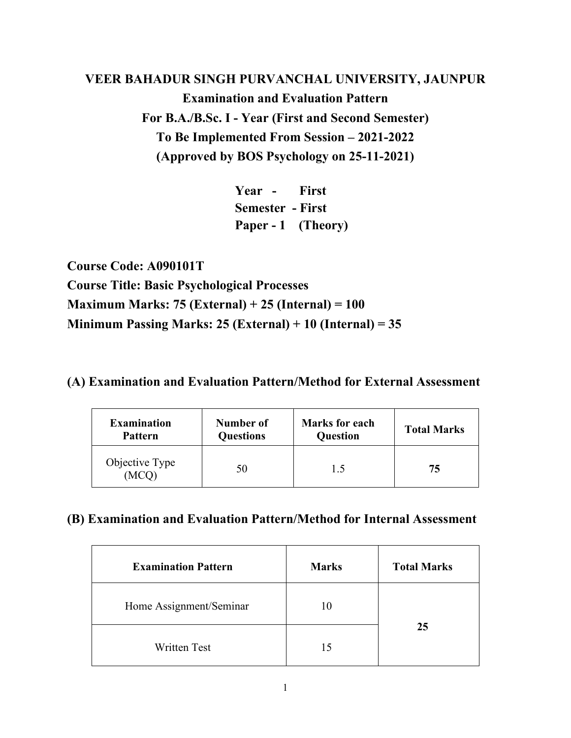# VEER BAHADUR SINGH PURVANCHAL UNIVERSITY, JAUNPUR

## Examination and Evaluation Pattern

## For B.A./B.Sc. I - Year (First and Second Semester)

## To Be Implemented From Session – 2021-2022

## (Approved by BOS Psychology on 25-11-2021)

**Year - First**
**Semester - First**
**Paper - 1 (Theory)**

**Course Code: A090101T**
**Course Title: Basic Psychological Processes**
**Maximum Marks: 75 (External) + 25 (Internal) = 100**
**Minimum Passing Marks: 25 (External) + 10 (Internal) = 35**

### (A) Examination and Evaluation Pattern/Method for External Assessment

| Examination Pattern | Number of Questions | Marks for each Question | Total Marks |
|---|---|---|---|
| Objective Type (MCQ) | 50 | 1.5 | **75** |

### (B) Examination and Evaluation Pattern/Method for Internal Assessment

| Examination Pattern | Marks | Total Marks |
|---|---|---|
| Home Assignment/Seminar | 10 | **25** |
| Written Test | 15 | |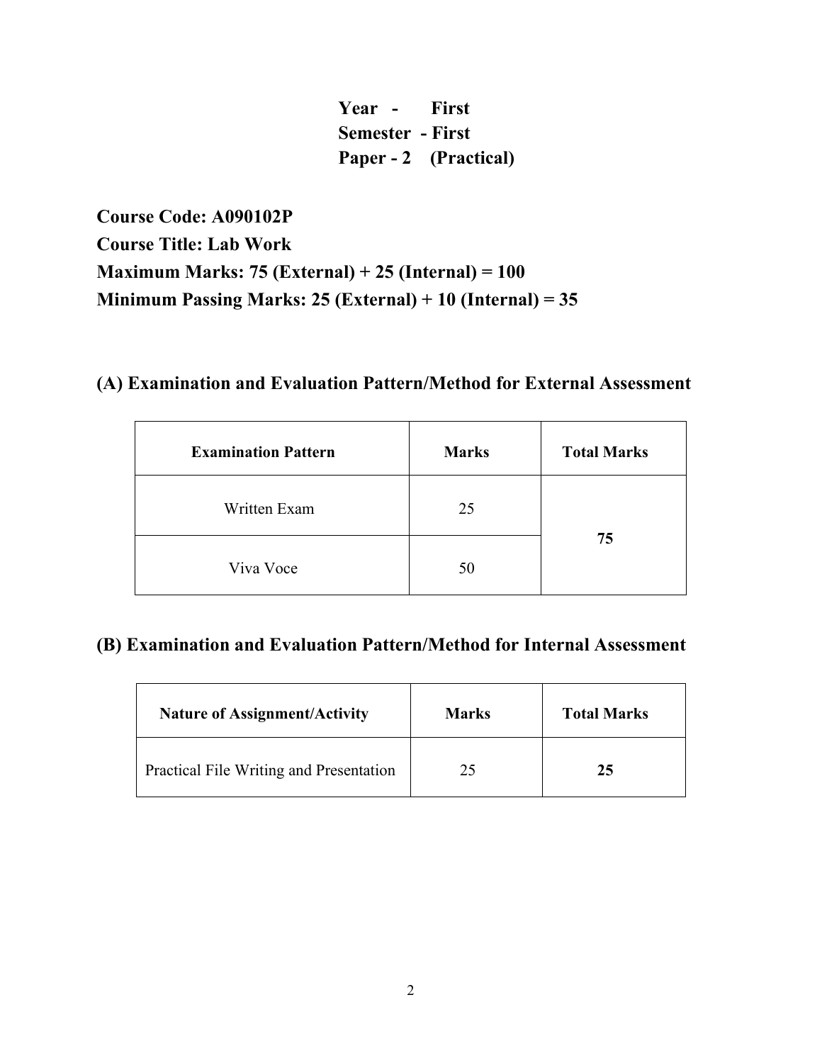**Year - First**
**Semester - First**
**Paper - 2 (Practical)**

**Course Code: A090102P**
**Course Title: Lab Work**
**Maximum Marks: 75 (External) + 25 (Internal) = 100**
**Minimum Passing Marks: 25 (External) + 10 (Internal) = 35**

### (A) Examination and Evaluation Pattern/Method for External Assessment

| Examination Pattern | Marks | Total Marks |
| --- | --- | --- |
| Written Exam | 25 | **75** |
| Viva Voce | 50 | |

### (B) Examination and Evaluation Pattern/Method for Internal Assessment

| Nature of Assignment/Activity | Marks | Total Marks |
| --- | --- | --- |
| Practical File Writing and Presentation | 25 | **25** |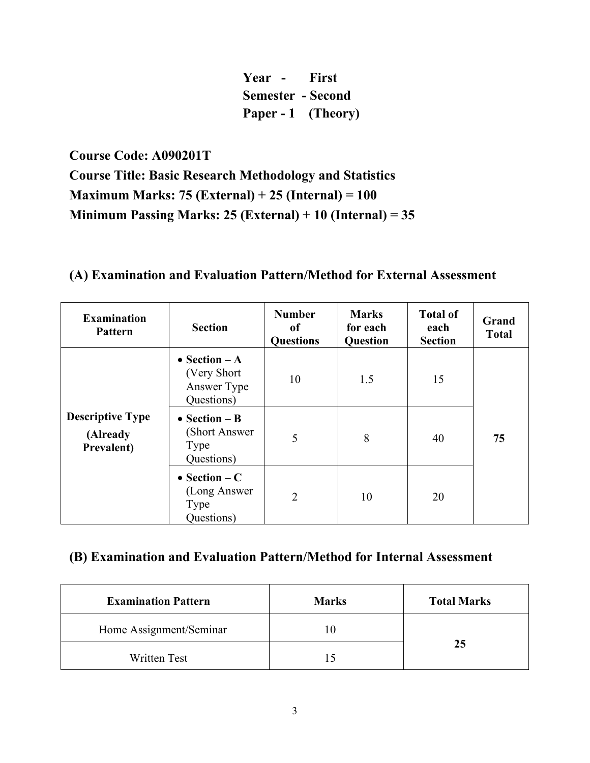**Year - First**
**Semester - Second**
**Paper - 1 (Theory)**

**Course Code: A090201T**
**Course Title: Basic Research Methodology and Statistics**
**Maximum Marks: 75 (External) + 25 (Internal) = 100**
**Minimum Passing Marks: 25 (External) + 10 (Internal) = 35**

## (A) Examination and Evaluation Pattern/Method for External Assessment

| Examination Pattern | Section | Number of Questions | Marks for each Question | Total of each Section | Grand Total |
|---|---|---|---|---|---|
| **Descriptive Type (Already Prevalent)** | • **Section – A** (Very Short Answer Type Questions) | 10 | 1.5 | 15 | **75** |
| | • **Section – B** (Short Answer Type Questions) | 5 | 8 | 40 | |
| | • **Section – C** (Long Answer Type Questions) | 2 | 10 | 20 | |

## (B) Examination and Evaluation Pattern/Method for Internal Assessment

| Examination Pattern | Marks | Total Marks |
|---|---|---|
| Home Assignment/Seminar | 10 | **25** |
| Written Test | 15 | |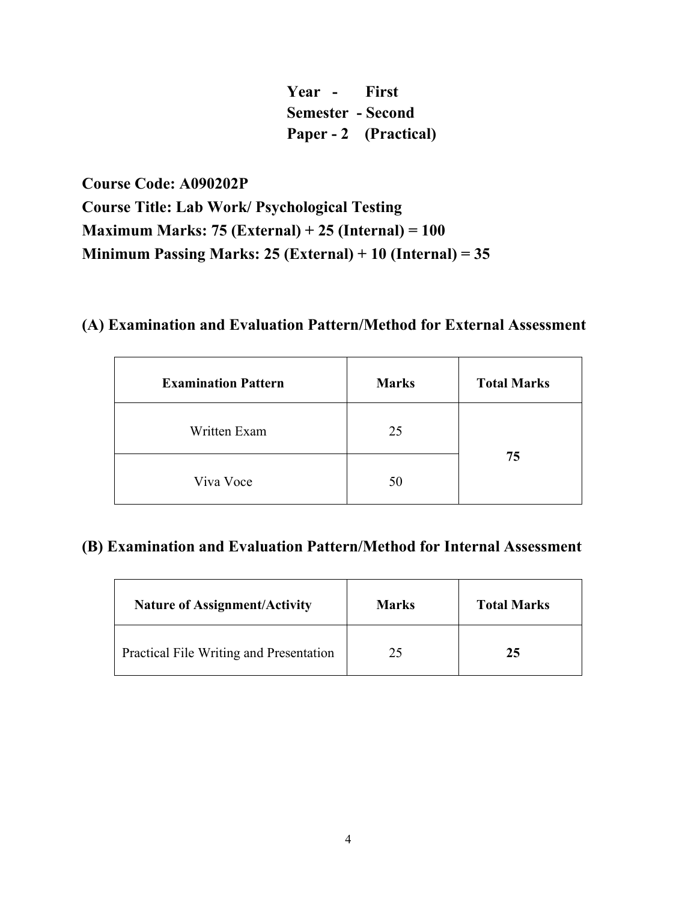**Year - First**
**Semester - Second**
**Paper - 2 (Practical)**

**Course Code: A090202P**
**Course Title: Lab Work/ Psychological Testing**
**Maximum Marks: 75 (External) + 25 (Internal) = 100**
**Minimum Passing Marks: 25 (External) + 10 (Internal) = 35**

## (A) Examination and Evaluation Pattern/Method for External Assessment

| Examination Pattern | Marks | Total Marks |
|---|---|---|
| Written Exam | 25 | **75** |
| Viva Voce | 50 | |

## (B) Examination and Evaluation Pattern/Method for Internal Assessment

| Nature of Assignment/Activity | Marks | Total Marks |
|---|---|---|
| Practical File Writing and Presentation | 25 | **25** |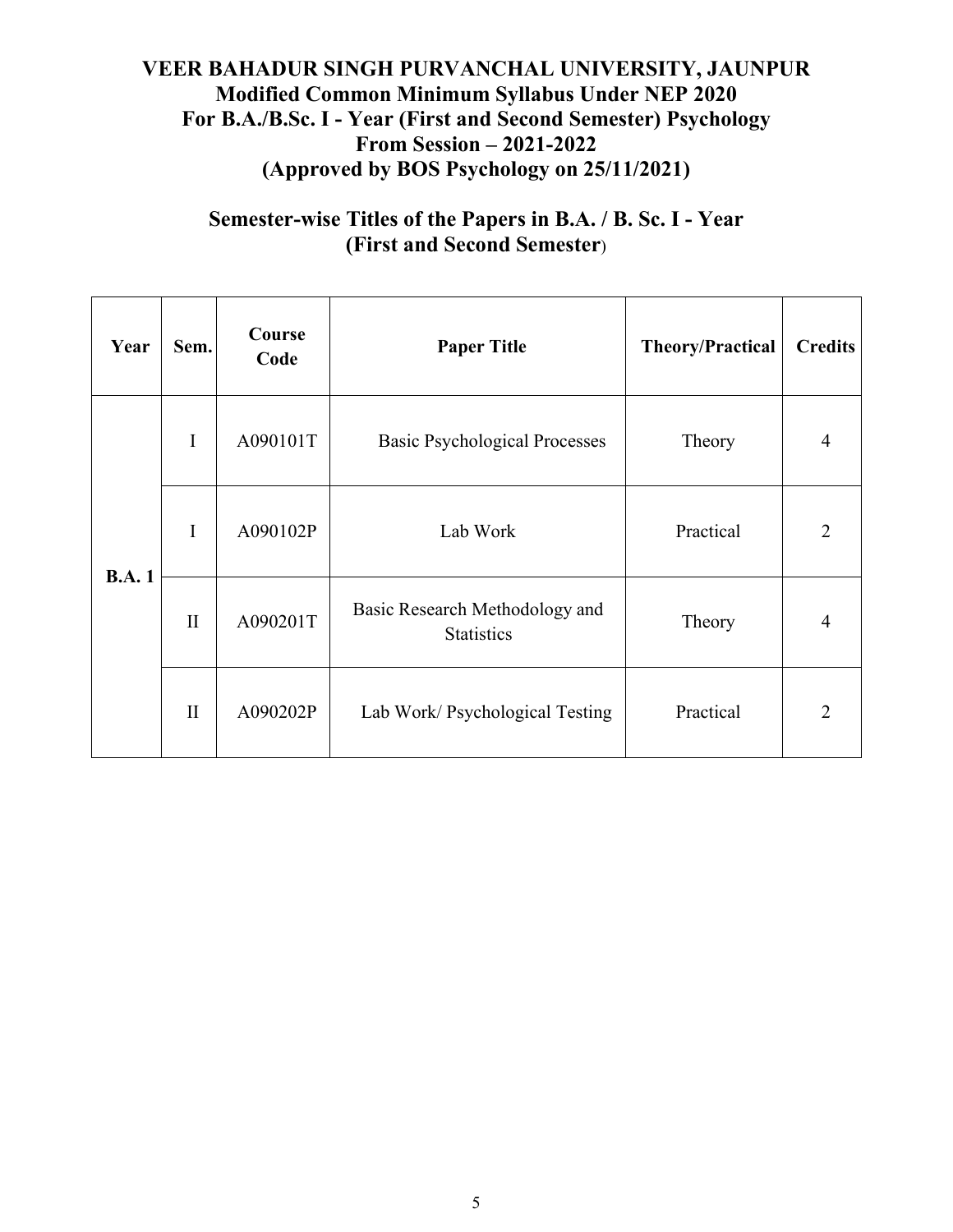# VEER BAHADUR SINGH PURVANCHAL UNIVERSITY, JAUNPUR
## Modified Common Minimum Syllabus Under NEP 2020
## For B.A./B.Sc. I - Year (First and Second Semester) Psychology
## From Session – 2021-2022
## (Approved by BOS Psychology on 25/11/2021)

## Semester-wise Titles of the Papers in B.A. / B. Sc. I - Year (First and Second Semester)

| Year | Sem. | Course Code | Paper Title | Theory/Practical | Credits |
|---|---|---|---|---|---|
| B.A. 1 | I | A090101T | Basic Psychological Processes | Theory | 4 |
| | I | A090102P | Lab Work | Practical | 2 |
| | II | A090201T | Basic Research Methodology and Statistics | Theory | 4 |
| | II | A090202P | Lab Work/ Psychological Testing | Practical | 2 |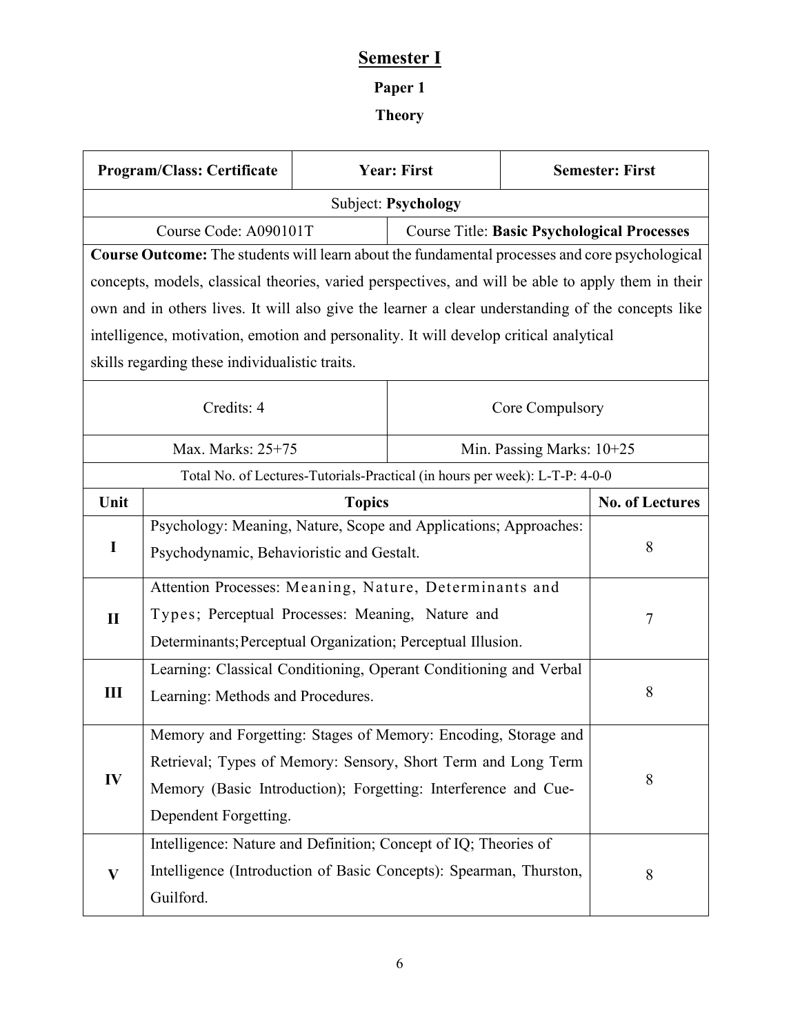# Semester I

### Paper 1

### Theory

| Program/Class: Certificate | Year: First | Semester: First |
|---|---|---|
| Subject: **Psychology** | | |
| Course Code: A090101T | Course Title: **Basic Psychological Processes** | |
| **Course Outcome:** The students will learn about the fundamental processes and core psychological concepts, models, classical theories, varied perspectives, and will be able to apply them in their own and in others lives. It will also give the learner a clear understanding of the concepts like intelligence, motivation, emotion and personality. It will develop critical analytical skills regarding these individualistic traits. | | |
| Credits: 4 | Core Compulsory | |
| Max. Marks: 25+75 | Min. Passing Marks: 10+25 | |
| Total No. of Lectures-Tutorials-Practical (in hours per week): L-T-P: 4-0-0 | | |

| Unit | Topics | No. of Lectures |
|---|---|---|
| I | Psychology: Meaning, Nature, Scope and Applications; Approaches: Psychodynamic, Behavioristic and Gestalt. | 8 |
| II | Attention Processes: Meaning, Nature, Determinants and Types; Perceptual Processes: Meaning, Nature and Determinants; Perceptual Organization; Perceptual Illusion. | 7 |
| III | Learning: Classical Conditioning, Operant Conditioning and Verbal Learning: Methods and Procedures. | 8 |
| IV | Memory and Forgetting: Stages of Memory: Encoding, Storage and Retrieval; Types of Memory: Sensory, Short Term and Long Term Memory (Basic Introduction); Forgetting: Interference and Cue-Dependent Forgetting. | 8 |
| V | Intelligence: Nature and Definition; Concept of IQ; Theories of Intelligence (Introduction of Basic Concepts): Spearman, Thurston, Guilford. | 8 |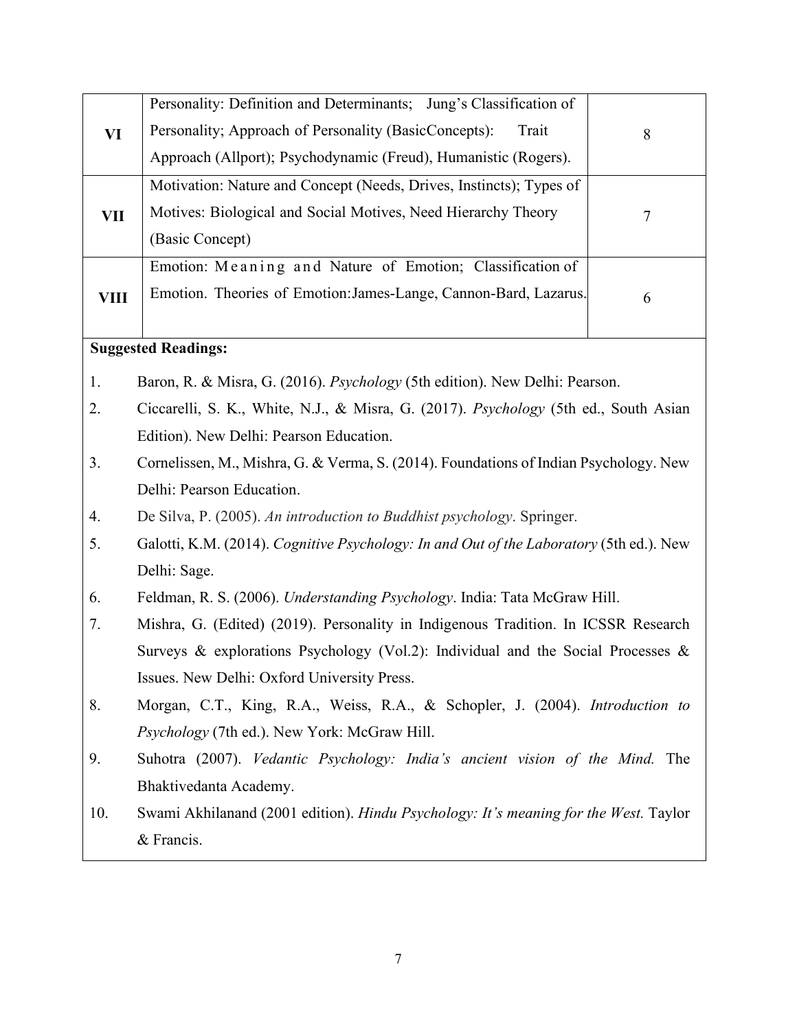| | | |
|---|---|---|
| VI | Personality: Definition and Determinants; Jung's Classification of Personality; Approach of Personality (BasicConcepts): Trait Approach (Allport); Psychodynamic (Freud), Humanistic (Rogers). | 8 |
| VII | Motivation: Nature and Concept (Needs, Drives, Instincts); Types of Motives: Biological and Social Motives, Need Hierarchy Theory (Basic Concept) | 7 |
| VIII | Emotion: Meaning and Nature of Emotion; Classification of Emotion. Theories of Emotion:James-Lange, Cannon-Bard, Lazarus. | 6 |

**Suggested Readings:**

1. Baron, R. & Misra, G. (2016). *Psychology* (5th edition). New Delhi: Pearson.
2. Ciccarelli, S. K., White, N.J., & Misra, G. (2017). *Psychology* (5th ed., South Asian Edition). New Delhi: Pearson Education.
3. Cornelissen, M., Mishra, G. & Verma, S. (2014). Foundations of Indian Psychology. New Delhi: Pearson Education.
4. De Silva, P. (2005). *An introduction to Buddhist psychology*. Springer.
5. Galotti, K.M. (2014). *Cognitive Psychology: In and Out of the Laboratory* (5th ed.). New Delhi: Sage.
6. Feldman, R. S. (2006). *Understanding Psychology*. India: Tata McGraw Hill.
7. Mishra, G. (Edited) (2019). Personality in Indigenous Tradition. In ICSSR Research Surveys & explorations Psychology (Vol.2): Individual and the Social Processes & Issues. New Delhi: Oxford University Press.
8. Morgan, C.T., King, R.A., Weiss, R.A., & Schopler, J. (2004). *Introduction to Psychology* (7th ed.). New York: McGraw Hill.
9. Suhotra (2007). *Vedantic Psychology: India's ancient vision of the Mind.* The Bhaktivedanta Academy.
10. Swami Akhilanand (2001 edition). *Hindu Psychology: It's meaning for the West.* Taylor & Francis.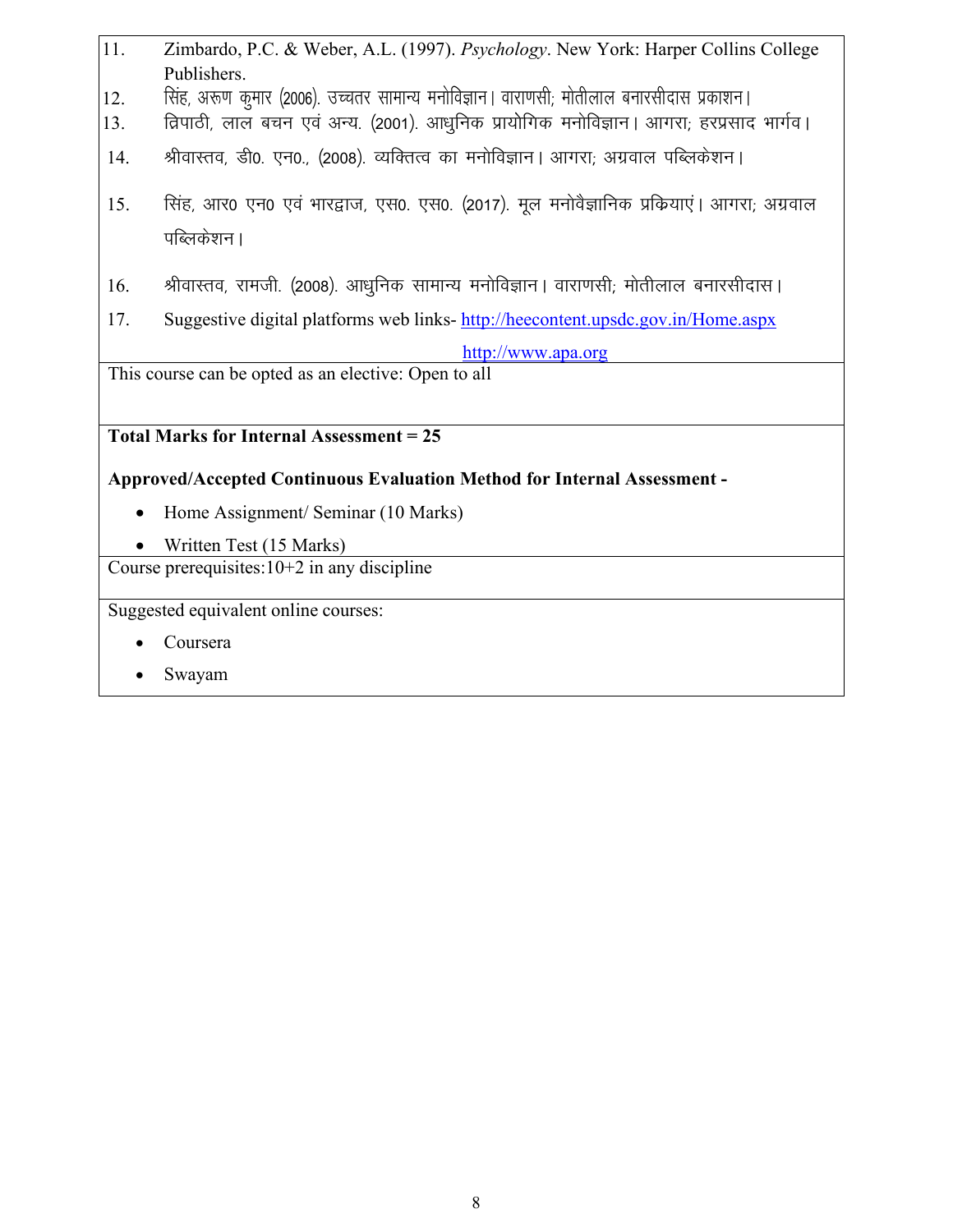11. Zimbardo, P.C. & Weber, A.L. (1997). *Psychology*. New York: Harper Collins College Publishers.
12. सिंह, अरूण कुमार (2006). उच्चतर सामान्य मनोविज्ञान। वाराणसी; मोतीलाल बनारसीदास प्रकाशन।
13. त्रिपाठी, लाल बचन एवं अन्य. (2001). आधुनिक प्रायोगिक मनोविज्ञान। आगरा; हरप्रसाद भार्गव।
14. श्रीवास्तव, डी0. एन0., (2008). व्यक्तित्व का मनोविज्ञान। आगरा; अग्रवाल पब्लिकेशन।
15. सिंह, आर0 एन0 एवं भारद्वाज, एस0. एस0. (2017). मूल मनोवैज्ञानिक प्रक्रियाएं। आगरा; अग्रवाल पब्लिकेशन।
16. श्रीवास्तव, रामजी. (2008). आधुनिक सामान्य मनोविज्ञान। वाराणसी; मोतीलाल बनारसीदास।
17. Suggestive digital platforms web links- http://heecontent.upsdc.gov.in/Home.aspx
    http://www.apa.org

This course can be opted as an elective: Open to all

**Total Marks for Internal Assessment = 25**

**Approved/Accepted Continuous Evaluation Method for Internal Assessment -**

- Home Assignment/ Seminar (10 Marks)
- Written Test (15 Marks)

Course prerequisites:10+2 in any discipline

Suggested equivalent online courses:

- Coursera
- Swayam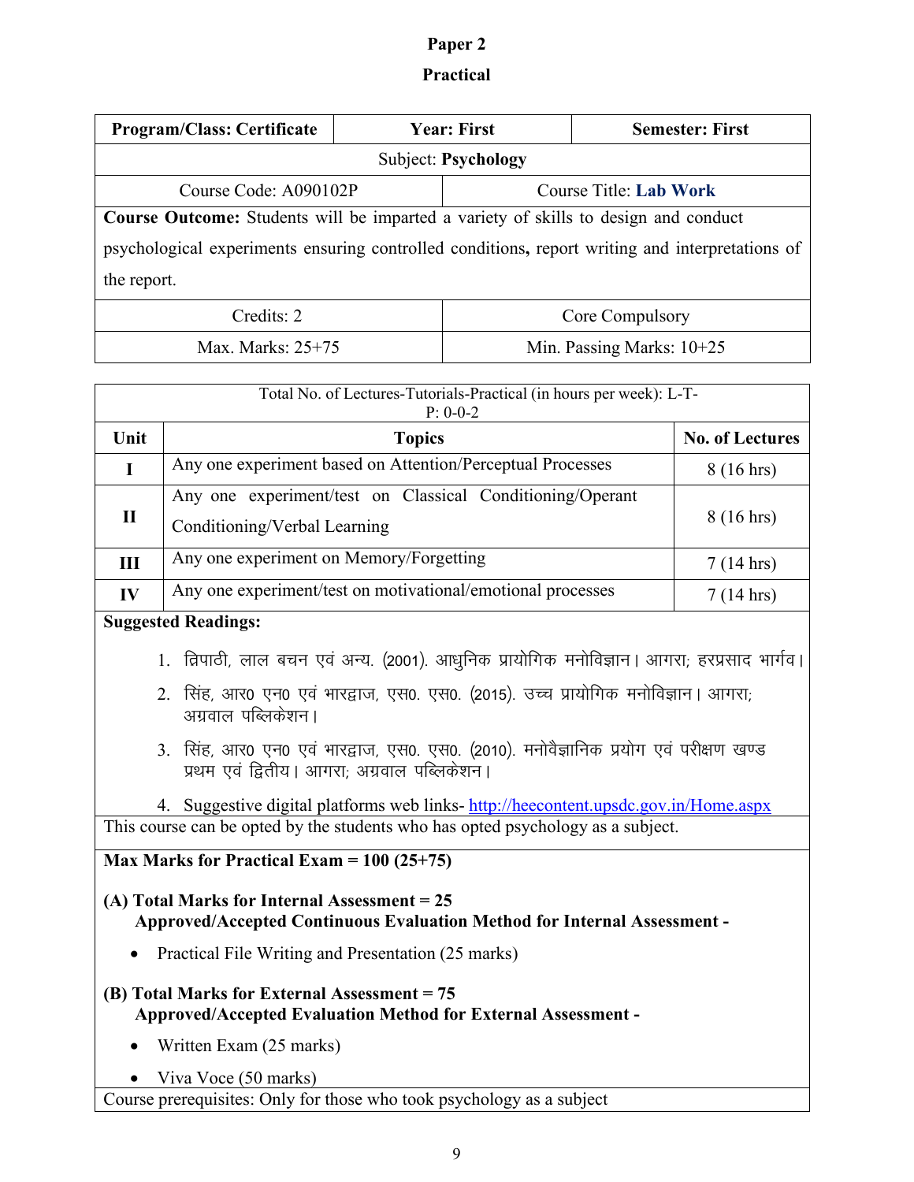**Paper 2**

**Practical**

| Program/Class: Certificate | Year: First | Semester: First |
|---|---|---|
| Subject: **Psychology** | | |
| Course Code: A090102P | Course Title: **Lab Work** | |
| **Course Outcome:** Students will be imparted a variety of skills to design and conduct psychological experiments ensuring controlled conditions, report writing and interpretations of the report. | | |
| Credits: 2 | Core Compulsory | |
| Max. Marks: 25+75 | Min. Passing Marks: 10+25 | |

| Total No. of Lectures-Tutorials-Practical (in hours per week): L-T-P: 0-0-2 | | |
|---|---|---|
| **Unit** | **Topics** | **No. of Lectures** |
| **I** | Any one experiment based on Attention/Perceptual Processes | 8 (16 hrs) |
| **II** | Any one experiment/test on Classical Conditioning/Operant Conditioning/Verbal Learning | 8 (16 hrs) |
| **III** | Any one experiment on Memory/Forgetting | 7 (14 hrs) |
| **IV** | Any one experiment/test on motivational/emotional processes | 7 (14 hrs) |

**Suggested Readings:**

1. त्रिपाठी, लाल बचन एवं अन्य. (2001). आधुनिक प्रायोगिक मनोविज्ञान। आगरा; हरप्रसाद भार्गव।
2. सिंह, आर0 एन0 एवं भारद्वाज, एस0. एस0. (2015). उच्च प्रायोगिक मनोविज्ञान। आगरा; अग्रवाल पब्लिकेशन।
3. सिंह, आर0 एन0 एवं भारद्वाज, एस0. एस0. (2010). मनोवैज्ञानिक प्रयोग एवं परीक्षण खण्ड प्रथम एवं द्वितीय। आगरा; अग्रवाल पब्लिकेशन।
4. Suggestive digital platforms web links- http://heecontent.upsdc.gov.in/Home.aspx

This course can be opted by the students who has opted psychology as a subject.

**Max Marks for Practical Exam = 100 (25+75)**

**(A) Total Marks for Internal Assessment = 25**
**Approved/Accepted Continuous Evaluation Method for Internal Assessment -**

- Practical File Writing and Presentation (25 marks)

**(B) Total Marks for External Assessment = 75**
**Approved/Accepted Evaluation Method for External Assessment -**

- Written Exam (25 marks)
- Viva Voce (50 marks)

Course prerequisites: Only for those who took psychology as a subject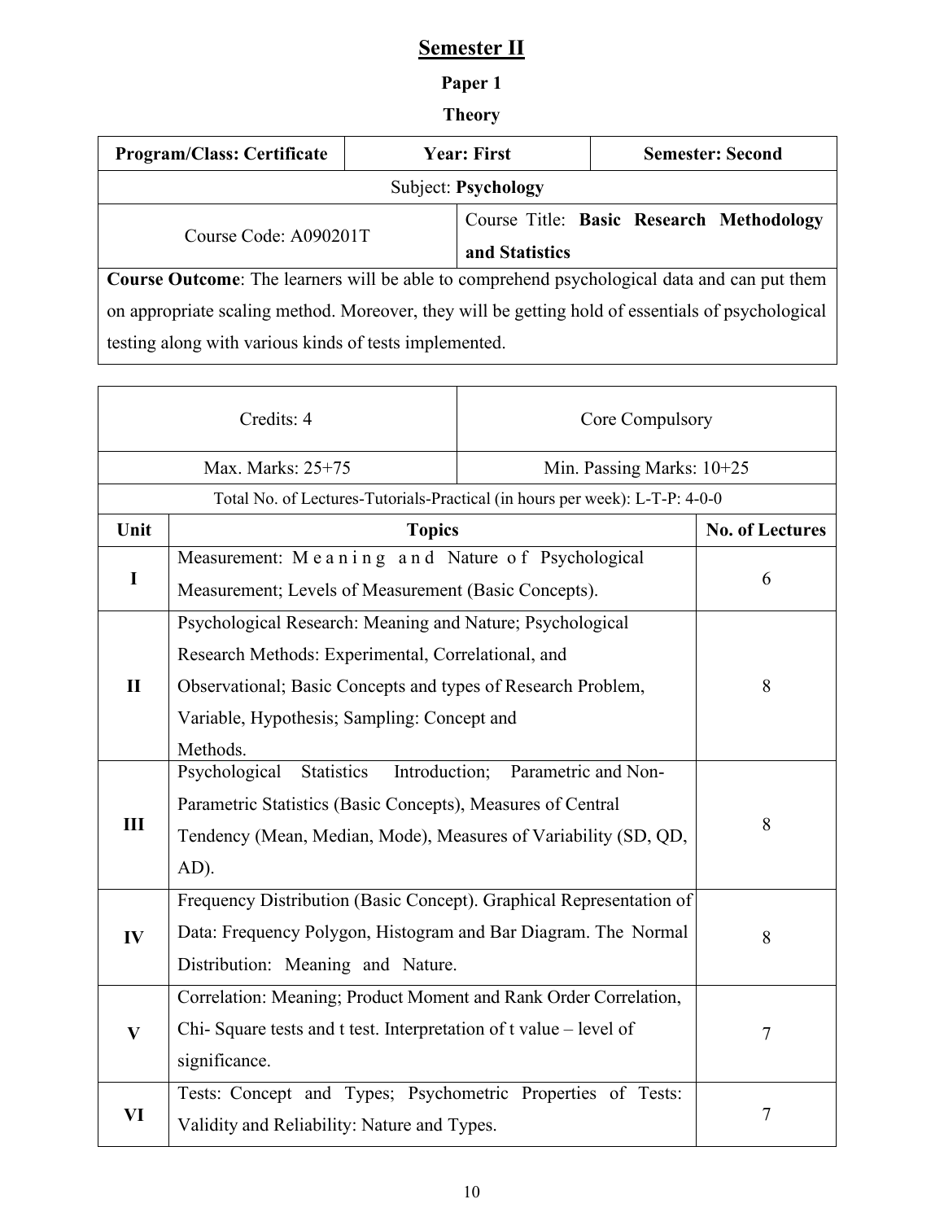# Semester II

## Paper 1

### Theory

| Program/Class: Certificate | Year: First | Semester: Second |
|---|---|---|
| Subject: **Psychology** | | |
| Course Code: A090201T | Course Title: **Basic Research Methodology and Statistics** | |
| **Course Outcome**: The learners will be able to comprehend psychological data and can put them on appropriate scaling method. Moreover, they will be getting hold of essentials of psychological testing along with various kinds of tests implemented. | | |

| Credits: 4 | | Core Compulsory |
|---|---|---|
| Max. Marks: 25+75 | | Min. Passing Marks: 10+25 |
| Total No. of Lectures-Tutorials-Practical (in hours per week): L-T-P: 4-0-0 | | |
| **Unit** | **Topics** | **No. of Lectures** |
| **I** | Measurement: Meaning and Nature of Psychological Measurement; Levels of Measurement (Basic Concepts). | 6 |
| **II** | Psychological Research: Meaning and Nature; Psychological Research Methods: Experimental, Correlational, and Observational; Basic Concepts and types of Research Problem, Variable, Hypothesis; Sampling: Concept and Methods. | 8 |
| **III** | Psychological Statistics Introduction; Parametric and Non-Parametric Statistics (Basic Concepts), Measures of Central Tendency (Mean, Median, Mode), Measures of Variability (SD, QD, AD). | 8 |
| **IV** | Frequency Distribution (Basic Concept). Graphical Representation of Data: Frequency Polygon, Histogram and Bar Diagram. The Normal Distribution: Meaning and Nature. | 8 |
| **V** | Correlation: Meaning; Product Moment and Rank Order Correlation, Chi- Square tests and t test. Interpretation of t value – level of significance. | 7 |
| **VI** | Tests: Concept and Types; Psychometric Properties of Tests: Validity and Reliability: Nature and Types. | 7 |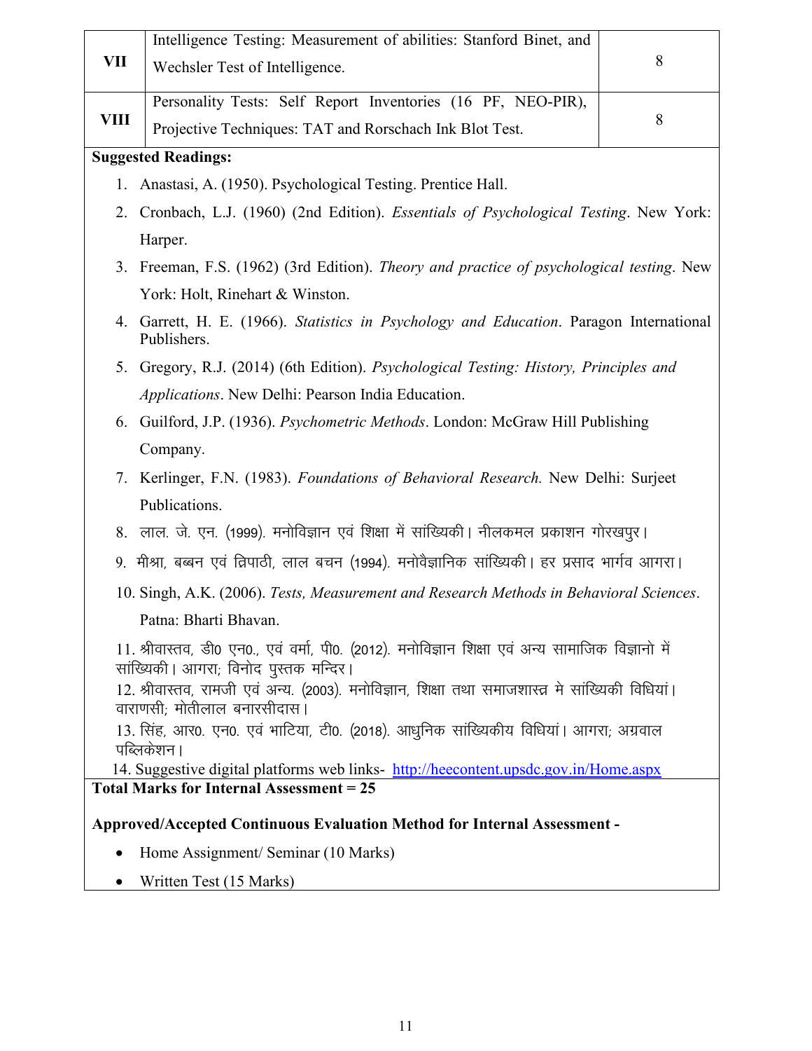| VII | Intelligence Testing: Measurement of abilities: Stanford Binet, and Wechsler Test of Intelligence. | 8 |
|---|---|---|
| VIII | Personality Tests: Self Report Inventories (16 PF, NEO-PIR), Projective Techniques: TAT and Rorschach Ink Blot Test. | 8 |

**Suggested Readings:**

1. Anastasi, A. (1950). Psychological Testing. Prentice Hall.
2. Cronbach, L.J. (1960) (2nd Edition). *Essentials of Psychological Testing*. New York: Harper.
3. Freeman, F.S. (1962) (3rd Edition). *Theory and practice of psychological testing*. New York: Holt, Rinehart & Winston.
4. Garrett, H. E. (1966). *Statistics in Psychology and Education*. Paragon International Publishers.
5. Gregory, R.J. (2014) (6th Edition). *Psychological Testing: History, Principles and Applications*. New Delhi: Pearson India Education.
6. Guilford, J.P. (1936). *Psychometric Methods*. London: McGraw Hill Publishing Company.
7. Kerlinger, F.N. (1983). *Foundations of Behavioral Research.* New Delhi: Surjeet Publications.
8. लाल. जे. एन. (1999). मनोविज्ञान एवं शिक्षा में सांख्यिकी। नीलकमल प्रकाशन गोरखपुर।
9. मीश्रा, बब्बन एवं त्रिपाठी, लाल बचन (1994). मनोवैज्ञानिक सांख्यिकी। हर प्रसाद भार्गव आगरा।
10. Singh, A.K. (2006). *Tests, Measurement and Research Methods in Behavioral Sciences*. Patna: Bharti Bhavan.
11. श्रीवास्तव, डी0 एन0., एवं वर्मा, पी0. (2012). मनोविज्ञान शिक्षा एवं अन्य सामाजिक विज्ञानो में सांख्यिकी। आगरा; विनोद पुस्तक मन्दिर।
12. श्रीवास्तव, रामजी एवं अन्य. (2003). मनोविज्ञान, शिक्षा तथा समाजशास्त्र मे सांख्यिकी विधियां। वाराणसी; मोतीलाल बनारसीदास।
13. सिंह, आर0. एन0. एवं भाटिया, टी0. (2018). आधुनिक सांख्यिकीय विधियां। आगरा; अग्रवाल पब्लिकेशन।
14. Suggestive digital platforms web links- http://heecontent.upsdc.gov.in/Home.aspx

**Total Marks for Internal Assessment = 25**

**Approved/Accepted Continuous Evaluation Method for Internal Assessment -**

- Home Assignment/ Seminar (10 Marks)
- Written Test (15 Marks)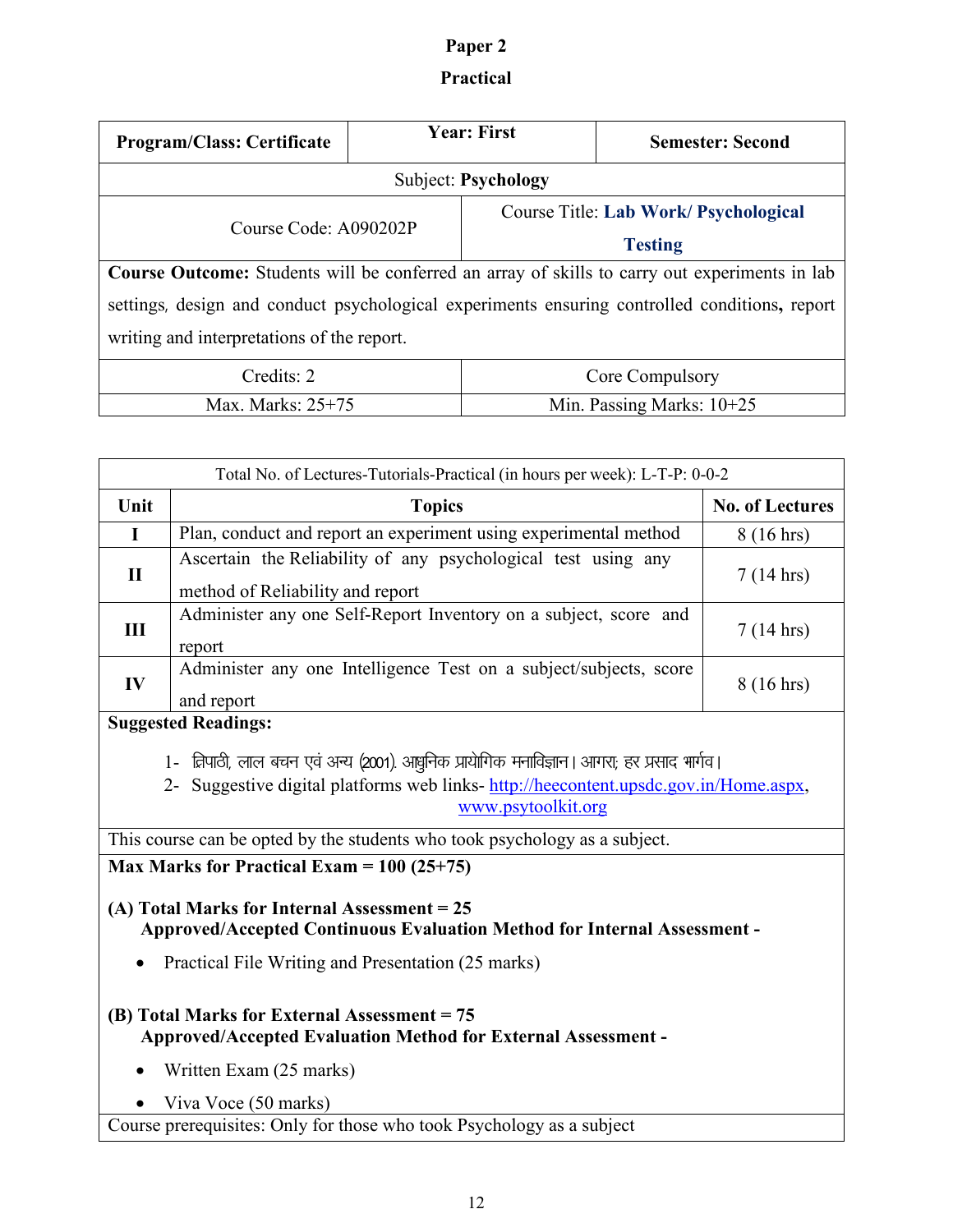## Paper 2

### Practical

| Program/Class: Certificate | Year: First | Semester: Second |
|---|---|---|
| Subject: **Psychology** | | |
| Course Code: A090202P | Course Title: **Lab Work/ Psychological Testing** | |
| **Course Outcome:** Students will be conferred an array of skills to carry out experiments in lab settings, design and conduct psychological experiments ensuring controlled conditions, report writing and interpretations of the report. | | |
| Credits: 2 | Core Compulsory | |
| Max. Marks: 25+75 | Min. Passing Marks: 10+25 | |

| Unit | Topics | No. of Lectures |
|---|---|---|
| Total No. of Lectures-Tutorials-Practical (in hours per week): L-T-P: 0-0-2 | | |
| I | Plan, conduct and report an experiment using experimental method | 8 (16 hrs) |
| II | Ascertain the Reliability of any psychological test using any method of Reliability and report | 7 (14 hrs) |
| III | Administer any one Self-Report Inventory on a subject, score and report | 7 (14 hrs) |
| IV | Administer any one Intelligence Test on a subject/subjects, score and report | 8 (16 hrs) |

**Suggested Readings:**

1. त्रिपाठी, लाल बचन एवं अन्य (2001). आधुनिक प्रायोगिक मनाविज्ञान। आगरा; हर प्रसाद भार्गव।
2. Suggestive digital platforms web links- http://heecontent.upsdc.gov.in/Home.aspx, www.psytoolkit.org

This course can be opted by the students who took psychology as a subject.

**Max Marks for Practical Exam = 100 (25+75)**

**(A) Total Marks for Internal Assessment = 25**
**Approved/Accepted Continuous Evaluation Method for Internal Assessment -**

- Practical File Writing and Presentation (25 marks)

**(B) Total Marks for External Assessment = 75**
**Approved/Accepted Evaluation Method for External Assessment -**

- Written Exam (25 marks)
- Viva Voce (50 marks)

Course prerequisites: Only for those who took Psychology as a subject